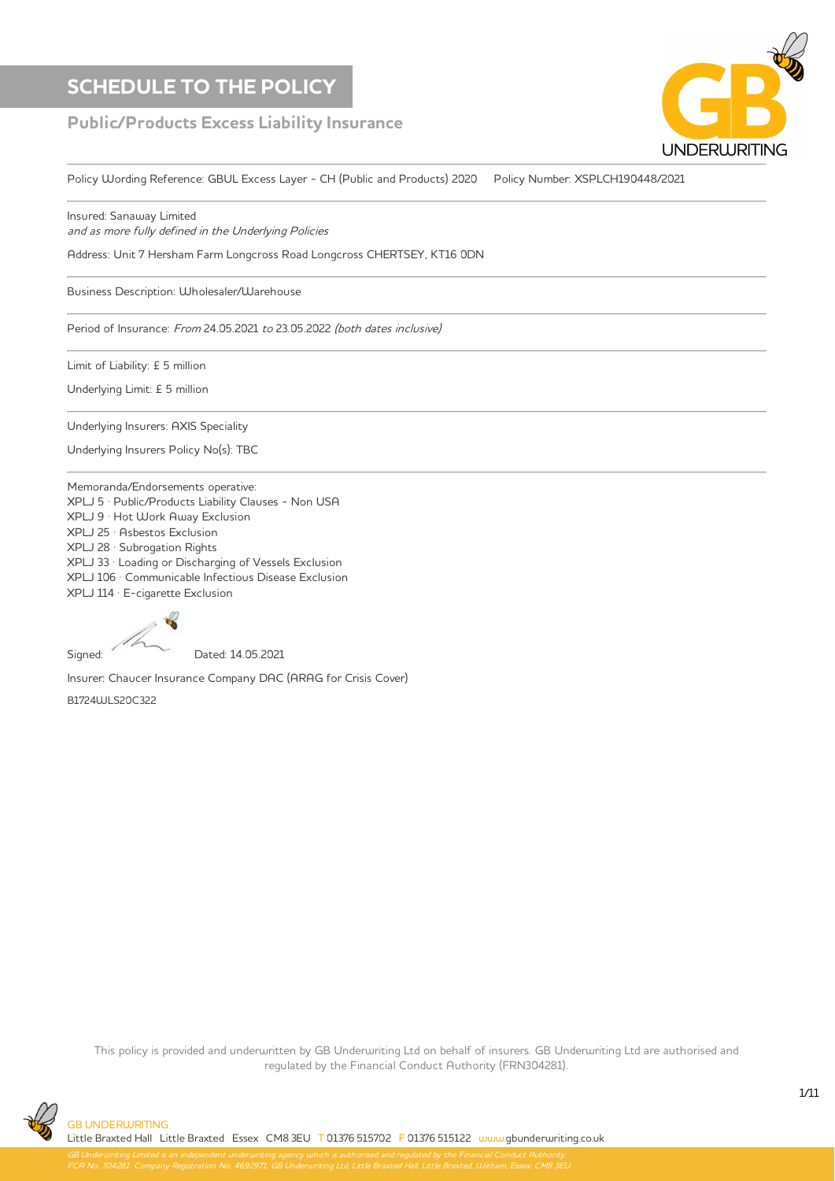# SCHEDULE TO THE POLICY

## Public/Products Excess Liability Insurance

Policy Wording Reference: GBUL Excess Layer - CH (Public and Products) 2020 Policy Number: XSPLCH190448/2021

Insured: Sanaway Limited
*and as more fully defined in the Underlying Policies*

Address: Unit 7 Hersham Farm Longcross Road Longcross CHERTSEY, KT16 0DN

Business Description: Wholesaler/Warehouse

Period of Insurance: *From* 24.05.2021 *to* 23.05.2022 *(both dates inclusive)*

Limit of Liability: £ 5 million

Underlying Limit: £ 5 million

Underlying Insurers: AXIS Speciality

Underlying Insurers Policy No(s): TBC

Memoranda/Endorsements operative:
XPLJ 5 · Public/Products Liability Clauses - Non USA
XPLJ 9 · Hot Work Away Exclusion
XPLJ 25 · Asbestos Exclusion
XPLJ 28 · Subrogation Rights
XPLJ 33 · Loading or Discharging of Vessels Exclusion
XPLJ 106 · Communicable Infectious Disease Exclusion
XPLJ 114 · E-cigarette Exclusion

Signed: Dated: 14.05.2021

Insurer: Chaucer Insurance Company DAC (ARAG for Crisis Cover)

B1724WLS20C322

This policy is provided and underwritten by GB Underwriting Ltd on behalf of insurers. GB Underwriting Ltd are authorised and regulated by the Financial Conduct Authority (FRN304281).

GB UNDERWRITING
Little Braxted Hall Little Braxted Essex CM8 3EU T 01376 515702 F 01376 515122 www.gbunderwriting.co.uk

GB Underwriting Limited is an independent underwriting agency which is authorised and regulated by the Financial Conduct Authority. FCA No. 304281. Company Registration No. 4692971. GB Underwriting Ltd, Little Braxted Hall, Little Braxted, Witham, Essex, CM8 3EU.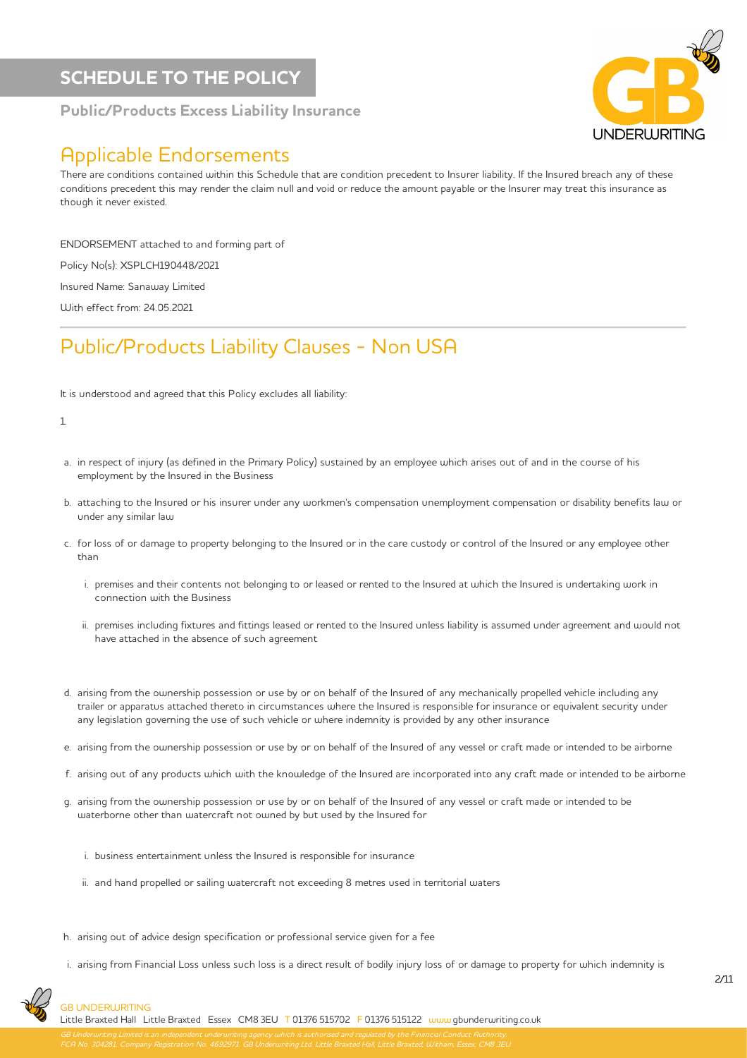# SCHEDULE TO THE POLICY

**Public/Products Excess Liability Insurance**

## Applicable Endorsements

There are conditions contained within this Schedule that are condition precedent to Insurer liability. If the Insured breach any of these conditions precedent this may render the claim null and void or reduce the amount payable or the Insurer may treat this insurance as though it never existed.

ENDORSEMENT attached to and forming part of

Policy No(s): XSPLCH190448/2021

Insured Name: Sanaway Limited

With effect from: 24.05.2021

## Public/Products Liability Clauses - Non USA

It is understood and agreed that this Policy excludes all liability:

1.

a. in respect of injury (as defined in the Primary Policy) sustained by an employee which arises out of and in the course of his employment by the Insured in the Business

b. attaching to the Insured or his insurer under any workmen's compensation unemployment compensation or disability benefits law or under any similar law

c. for loss of or damage to property belonging to the Insured or in the care custody or control of the Insured or any employee other than

   i. premises and their contents not belonging to or leased or rented to the Insured at which the Insured is undertaking work in connection with the Business

   ii. premises including fixtures and fittings leased or rented to the Insured unless liability is assumed under agreement and would not have attached in the absence of such agreement

d. arising from the ownership possession or use by or on behalf of the Insured of any mechanically propelled vehicle including any trailer or apparatus attached thereto in circumstances where the Insured is responsible for insurance or equivalent security under any legislation governing the use of such vehicle or where indemnity is provided by any other insurance

e. arising from the ownership possession or use by or on behalf of the Insured of any vessel or craft made or intended to be airborne

f. arising out of any products which with the knowledge of the Insured are incorporated into any craft made or intended to be airborne

g. arising from the ownership possession or use by or on behalf of the Insured of any vessel or craft made or intended to be waterborne other than watercraft not owned by but used by the Insured for

   i. business entertainment unless the Insured is responsible for insurance

   ii. and hand propelled or sailing watercraft not exceeding 8 metres used in territorial waters

h. arising out of advice design specification or professional service given for a fee

i. arising from Financial Loss unless such loss is a direct result of bodily injury loss of or damage to property for which indemnity is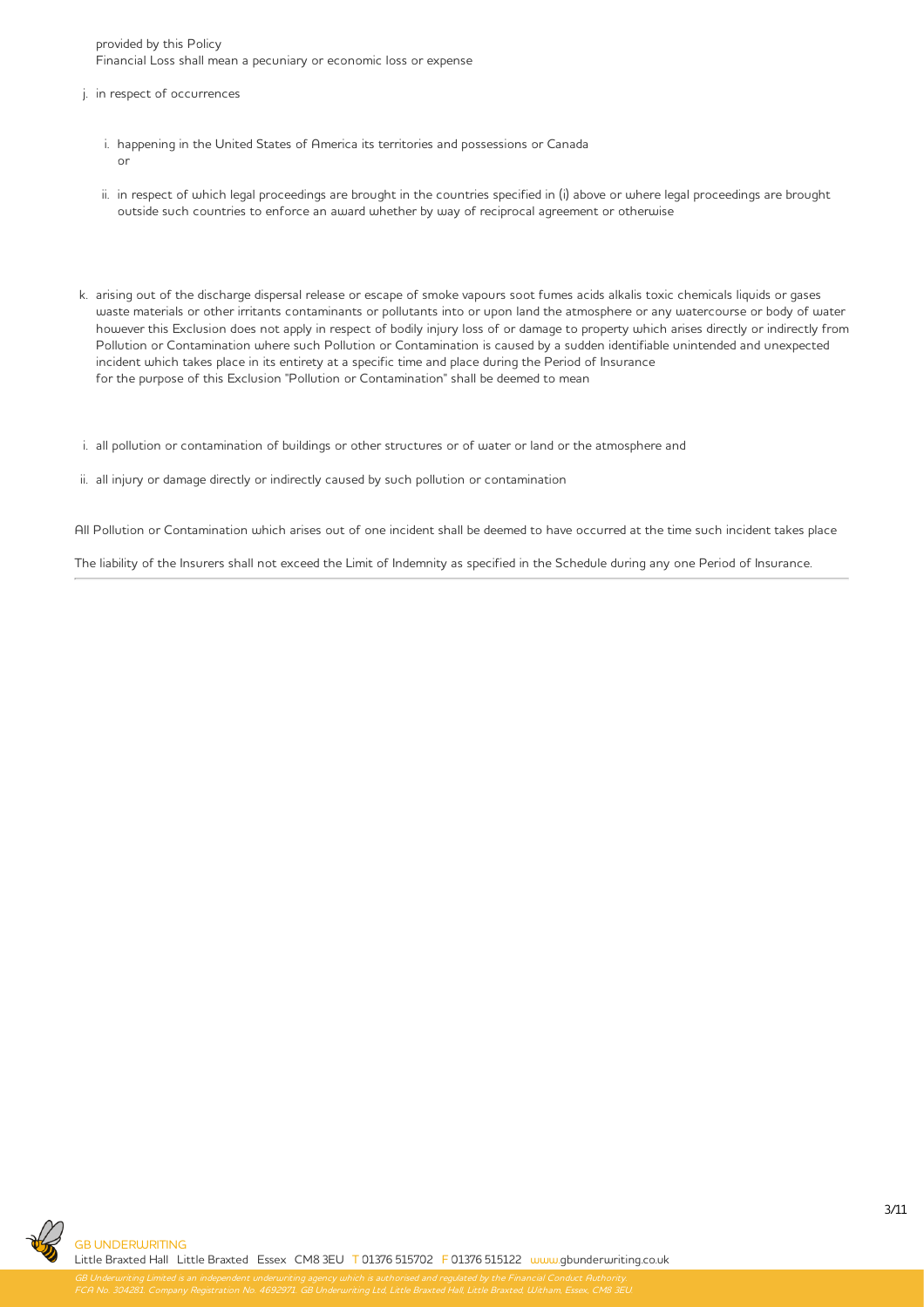provided by this Policy
Financial Loss shall mean a pecuniary or economic loss or expense

j. in respect of occurrences

   i. happening in the United States of America its territories and possessions or Canada
      or

   ii. in respect of which legal proceedings are brought in the countries specified in (i) above or where legal proceedings are brought outside such countries to enforce an award whether by way of reciprocal agreement or otherwise

k. arising out of the discharge dispersal release or escape of smoke vapours soot fumes acids alkalis toxic chemicals liquids or gases waste materials or other irritants contaminants or pollutants into or upon land the atmosphere or any watercourse or body of water however this Exclusion does not apply in respect of bodily injury loss of or damage to property which arises directly or indirectly from Pollution or Contamination where such Pollution or Contamination is caused by a sudden identifiable unintended and unexpected incident which takes place in its entirety at a specific time and place during the Period of Insurance
   for the purpose of this Exclusion "Pollution or Contamination" shall be deemed to mean

   i. all pollution or contamination of buildings or other structures or of water or land or the atmosphere and

   ii. all injury or damage directly or indirectly caused by such pollution or contamination

All Pollution or Contamination which arises out of one incident shall be deemed to have occurred at the time such incident takes place

The liability of the Insurers shall not exceed the Limit of Indemnity as specified in the Schedule during any one Period of Insurance.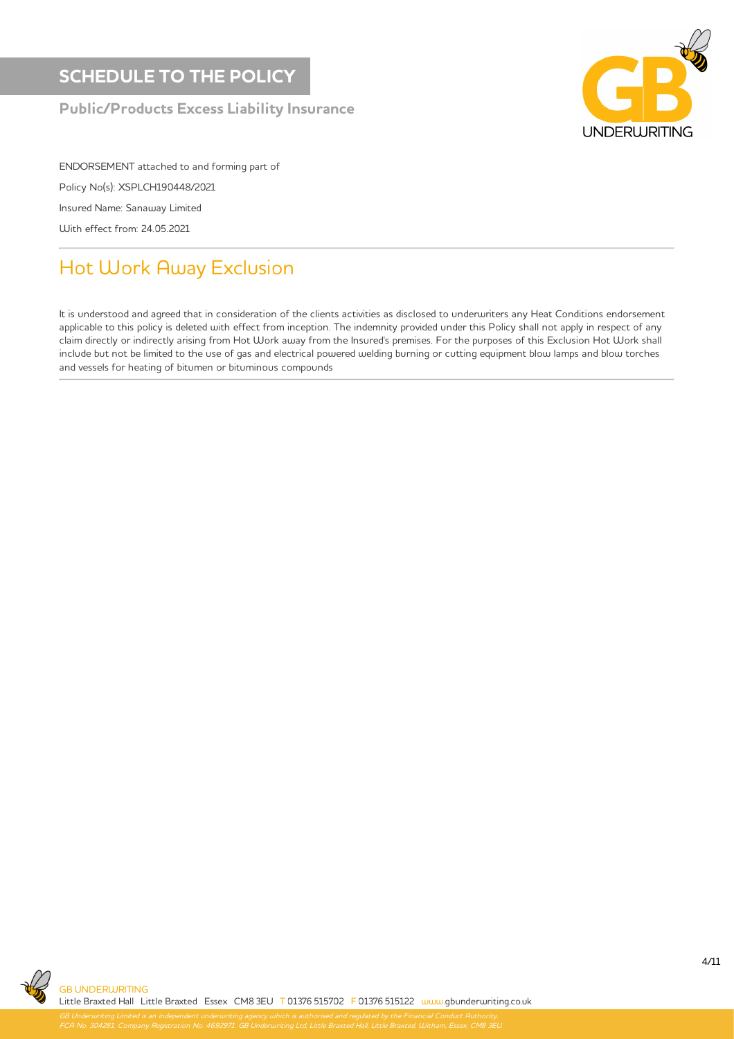# SCHEDULE TO THE POLICY

**Public/Products Excess Liability Insurance**

ENDORSEMENT attached to and forming part of

Policy No(s): XSPLCH190448/2021

Insured Name: Sanaway Limited

With effect from: 24.05.2021

## Hot Work Away Exclusion

It is understood and agreed that in consideration of the clients activities as disclosed to underwriters any Heat Conditions endorsement applicable to this policy is deleted with effect from inception. The indemnity provided under this Policy shall not apply in respect of any claim directly or indirectly arising from Hot Work away from the Insured's premises. For the purposes of this Exclusion Hot Work shall include but not be limited to the use of gas and electrical powered welding burning or cutting equipment blow lamps and blow torches and vessels for heating of bitumen or bituminous compounds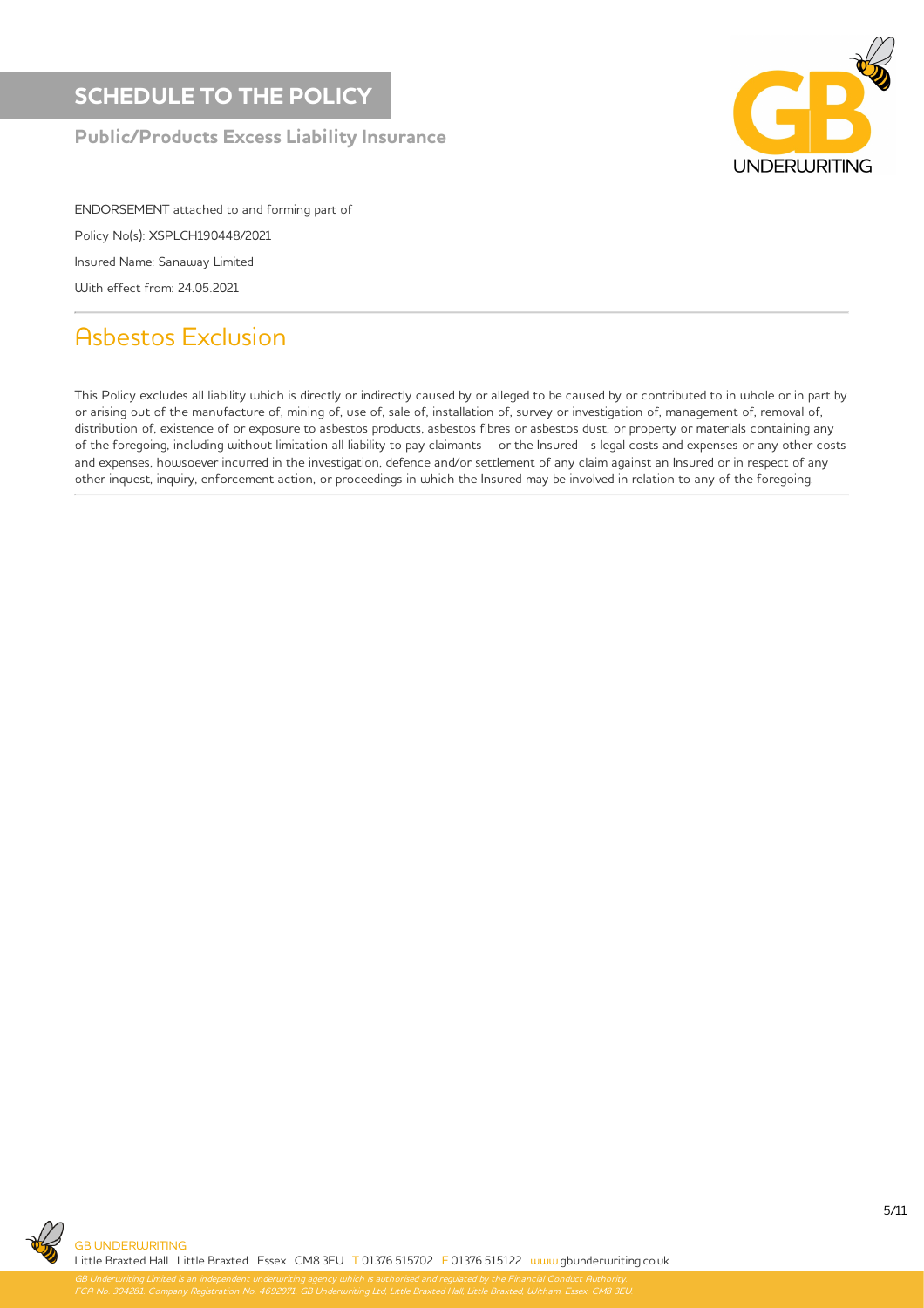# SCHEDULE TO THE POLICY

**Public/Products Excess Liability Insurance**

ENDORSEMENT attached to and forming part of

Policy No(s): XSPLCH190448/2021

Insured Name: Sanaway Limited

With effect from: 24.05.2021

## Asbestos Exclusion

This Policy excludes all liability which is directly or indirectly caused by or alleged to be caused by or contributed to in whole or in part by or arising out of the manufacture of, mining of, use of, sale of, installation of, survey or investigation of, management of, removal of, distribution of, existence of or exposure to asbestos products, asbestos fibres or asbestos dust, or property or materials containing any of the foregoing, including without limitation all liability to pay claimants or the Insured s legal costs and expenses or any other costs and expenses, howsoever incurred in the investigation, defence and/or settlement of any claim against an Insured or in respect of any other inquest, inquiry, enforcement action, or proceedings in which the Insured may be involved in relation to any of the foregoing.

GB UNDERWRITING
Little Braxted Hall Little Braxted Essex CM8 3EU T 01376 515702 F 01376 515122 www.gbunderwriting.co.uk

GB Underwriting Limited is an independent underwriting agency which is authorised and regulated by the Financial Conduct Authority. FCA No. 304281. Company Registration No. 4692971. GB Underwriting Ltd, Little Braxted Hall, Little Braxted, Witham, Essex, CM8 3EU.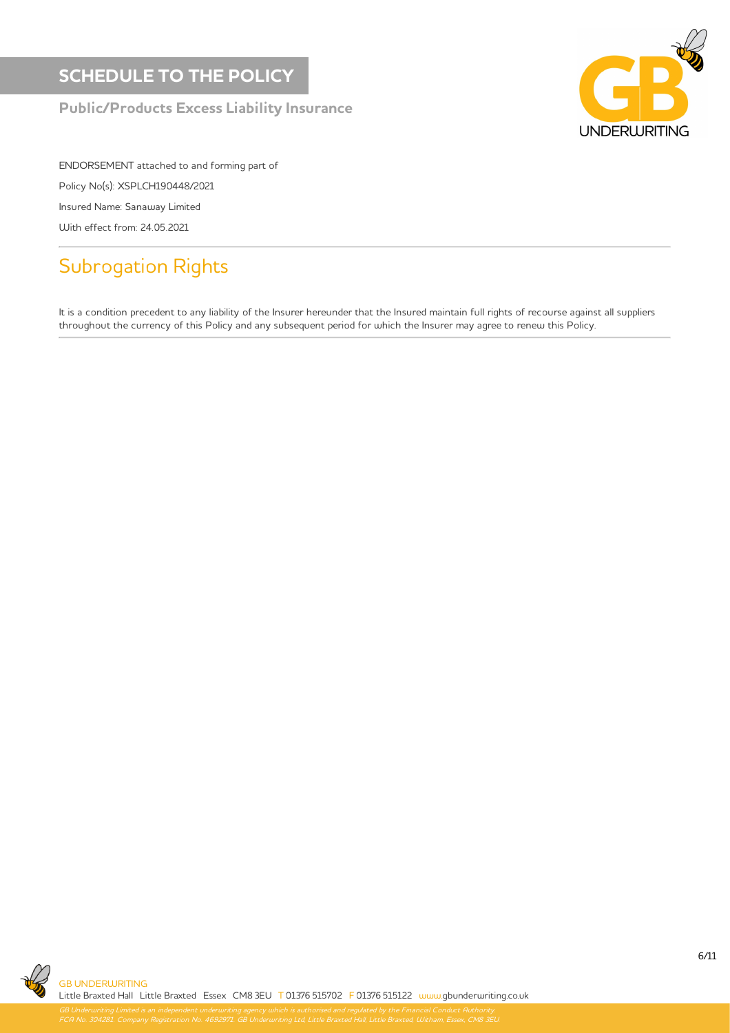# SCHEDULE TO THE POLICY

**Public/Products Excess Liability Insurance**

ENDORSEMENT attached to and forming part of

Policy No(s): XSPLCH190448/2021

Insured Name: Sanaway Limited

With effect from: 24.05.2021

## Subrogation Rights

It is a condition precedent to any liability of the Insurer hereunder that the Insured maintain full rights of recourse against all suppliers throughout the currency of this Policy and any subsequent period for which the Insurer may agree to renew this Policy.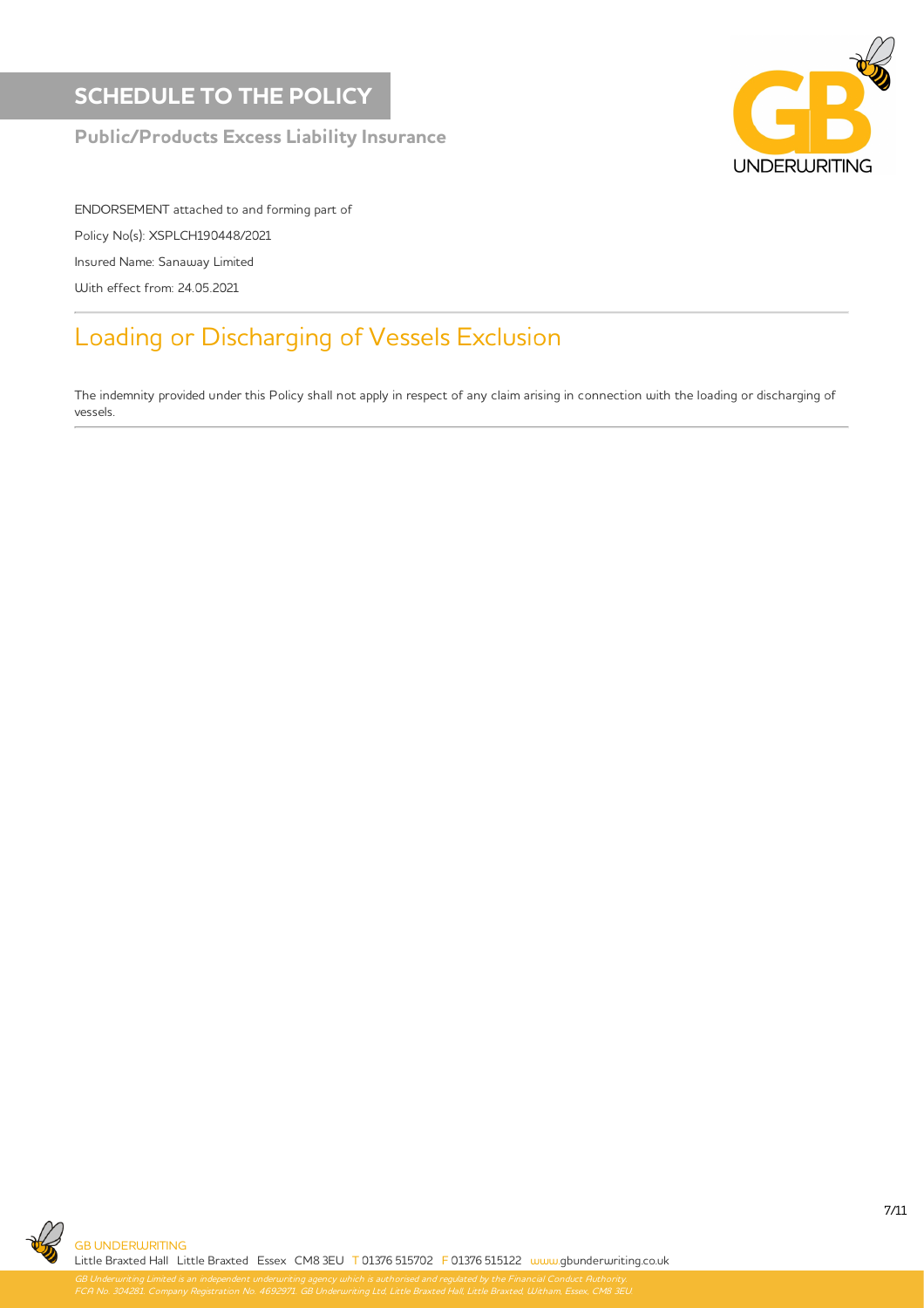# SCHEDULE TO THE POLICY

**Public/Products Excess Liability Insurance**

ENDORSEMENT attached to and forming part of

Policy No(s): XSPLCH190448/2021

Insured Name: Sanaway Limited

With effect from: 24.05.2021

## Loading or Discharging of Vessels Exclusion

The indemnity provided under this Policy shall not apply in respect of any claim arising in connection with the loading or discharging of vessels.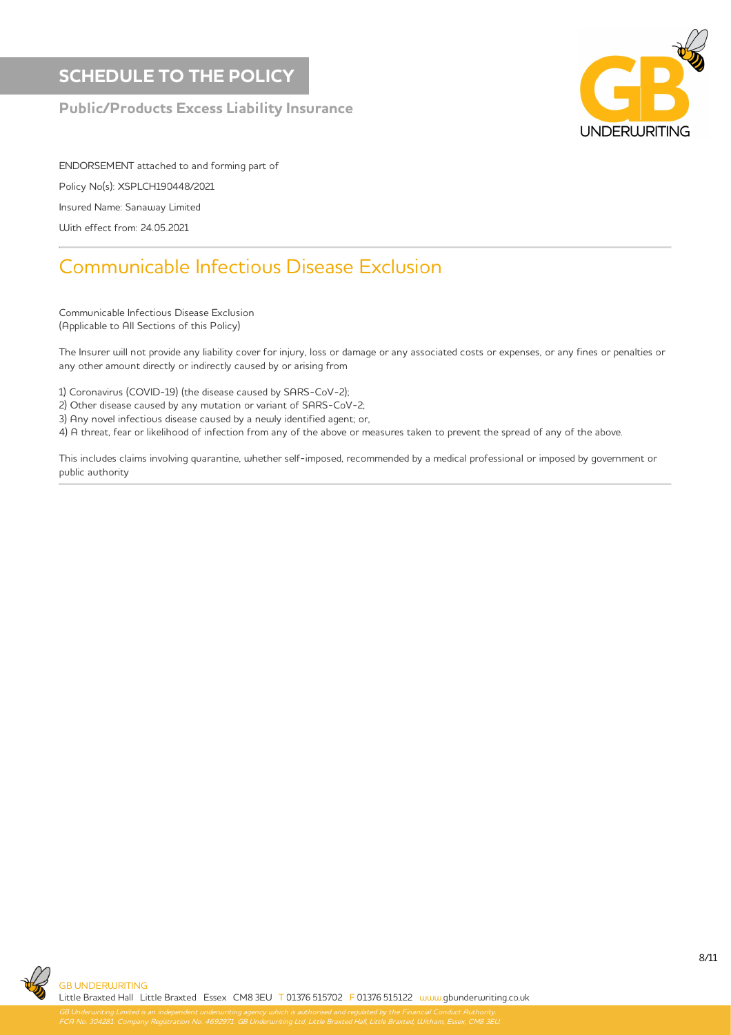# SCHEDULE TO THE POLICY

**Public/Products Excess Liability Insurance**

ENDORSEMENT attached to and forming part of

Policy No(s): XSPLCH190448/2021

Insured Name: Sanaway Limited

With effect from: 24.05.2021

## Communicable Infectious Disease Exclusion

Communicable Infectious Disease Exclusion
(Applicable to All Sections of this Policy)

The Insurer will not provide any liability cover for injury, loss or damage or any associated costs or expenses, or any fines or penalties or any other amount directly or indirectly caused by or arising from

1) Coronavirus (COVID-19) (the disease caused by SARS-CoV-2);
2) Other disease caused by any mutation or variant of SARS-CoV-2;
3) Any novel infectious disease caused by a newly identified agent; or,
4) A threat, fear or likelihood of infection from any of the above or measures taken to prevent the spread of any of the above.

This includes claims involving quarantine, whether self-imposed, recommended by a medical professional or imposed by government or public authority

GB UNDERWRITING
Little Braxted Hall Little Braxted Essex CM8 3EU T 01376 515702 F 01376 515122 www.gbunderwriting.co.uk

GB Underwriting Limited is an independent underwriting agency which is authorised and regulated by the Financial Conduct Authority. FCA No. 304281. Company Registration No. 4692971. GB Underwriting Ltd, Little Braxted Hall, Little Braxted, Witham, Essex, CM8 3EU.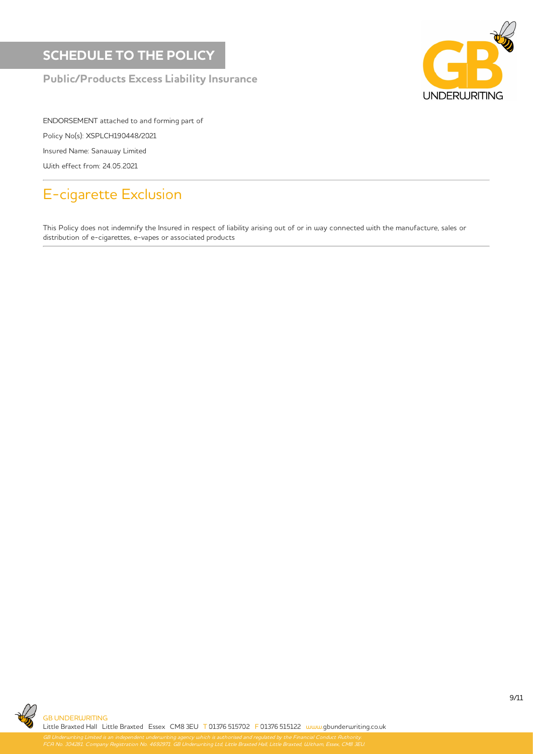# SCHEDULE TO THE POLICY

**Public/Products Excess Liability Insurance**

ENDORSEMENT attached to and forming part of

Policy No(s): XSPLCH190448/2021

Insured Name: Sanaway Limited

With effect from: 24.05.2021

## E-cigarette Exclusion

This Policy does not indemnify the Insured in respect of liability arising out of or in way connected with the manufacture, sales or distribution of e-cigarettes, e-vapes or associated products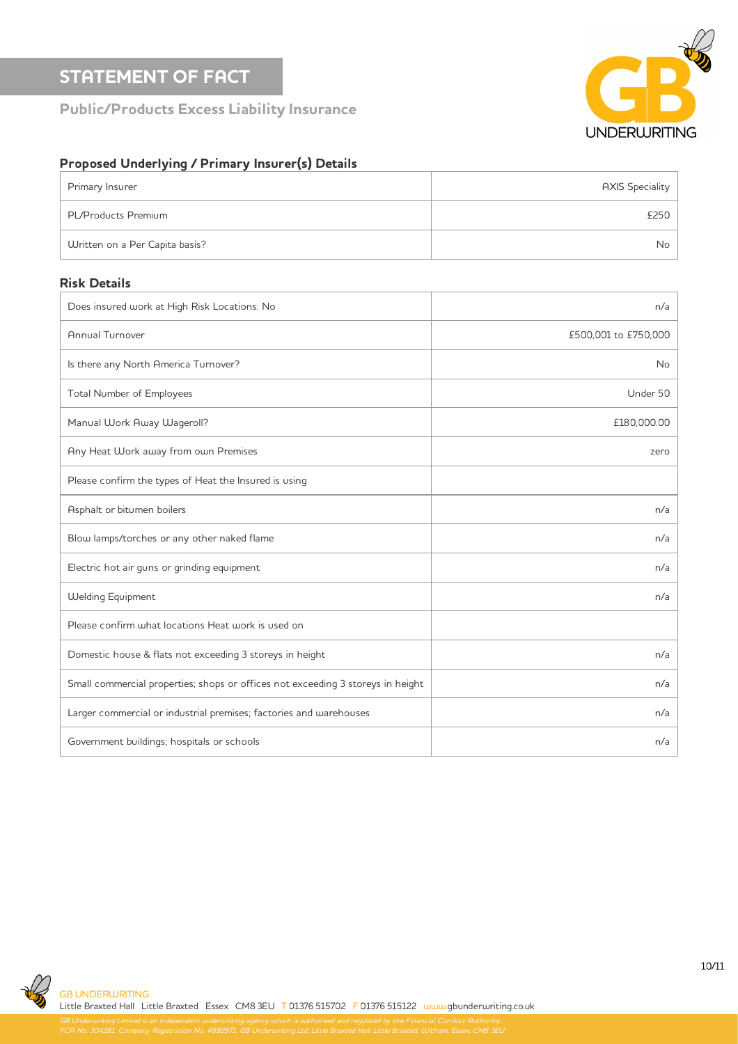# STATEMENT OF FACT

## Public/Products Excess Liability Insurance

### Proposed Underlying / Primary Insurer(s) Details

| | |
|---|---|
| Primary Insurer | AXIS Speciality |
| PL/Products Premium | £250 |
| Written on a Per Capita basis? | No |

### Risk Details

| | |
|---|---|
| Does insured work at High Risk Locations: No | n/a |
| Annual Turnover | £500,001 to £750,000 |
| Is there any North America Turnover? | No |
| Total Number of Employees | Under 50 |
| Manual Work Away Wageroll? | £180,000.00 |
| Any Heat Work away from own Premises | zero |
| Please confirm the types of Heat the Insured is using | |
| Asphalt or bitumen boilers | n/a |
| Blow lamps/torches or any other naked flame | n/a |
| Electric hot air guns or grinding equipment | n/a |
| Welding Equipment | n/a |
| Please confirm what locations Heat work is used on | |
| Domestic house & flats not exceeding 3 storeys in height | n/a |
| Small commercial properties; shops or offices not exceeding 3 storeys in height | n/a |
| Larger commercial or industrial premises; factories and warehouses | n/a |
| Government buildings; hospitals or schools | n/a |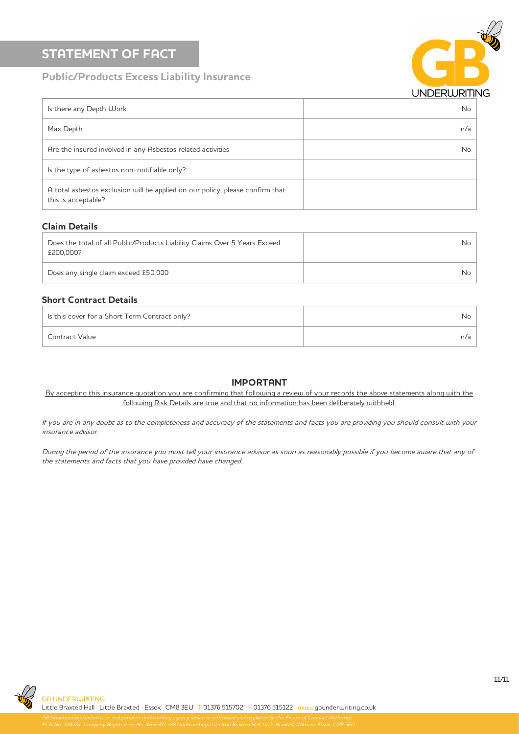# STATEMENT OF FACT

## Public/Products Excess Liability Insurance

| | |
|---|---|
| Is there any Depth Work | No |
| Max Depth | n/a |
| Are the insured involved in any Asbestos related activities | No |
| Is the type of asbestos non-notifiable only? | |
| A total asbestos exclusion will be applied on our policy, please confirm that this is acceptable? | |

### Claim Details

| | |
|---|---|
| Does the total of all Public/Products Liability Claims Over 5 Years Exceed £200,000? | No |
| Does any single claim exceed £50,000 | No |

### Short Contract Details

| | |
|---|---|
| Is this cover for a Short Term Contract only? | No |
| Contract Value | n/a |

### IMPORTANT

By accepting this insurance quotation you are confirming that following a review of your records the above statements along with the following Risk Details are true and that no information has been deliberately withheld.

*If you are in any doubt as to the completeness and accuracy of the statements and facts you are providing you should consult with your insurance advisor.*

*During the period of the insurance you must tell your insurance advisor as soon as reasonably possible if you become aware that any of the statements and facts that you have provided have changed.*

GB UNDERWRITING
Little Braxted Hall Little Braxted Essex CM8 3EU T 01376 515702 F 01376 515122 www.gbunderwriting.co.uk

*GB Underwriting Limited is an independent underwriting agency which is authorised and regulated by the Financial Conduct Authority. FCA No. 304281. Company Registration No. 4692971. GB Underwriting Ltd, Little Braxted Hall, Little Braxted, Witham, Essex, CM8 3EU.*